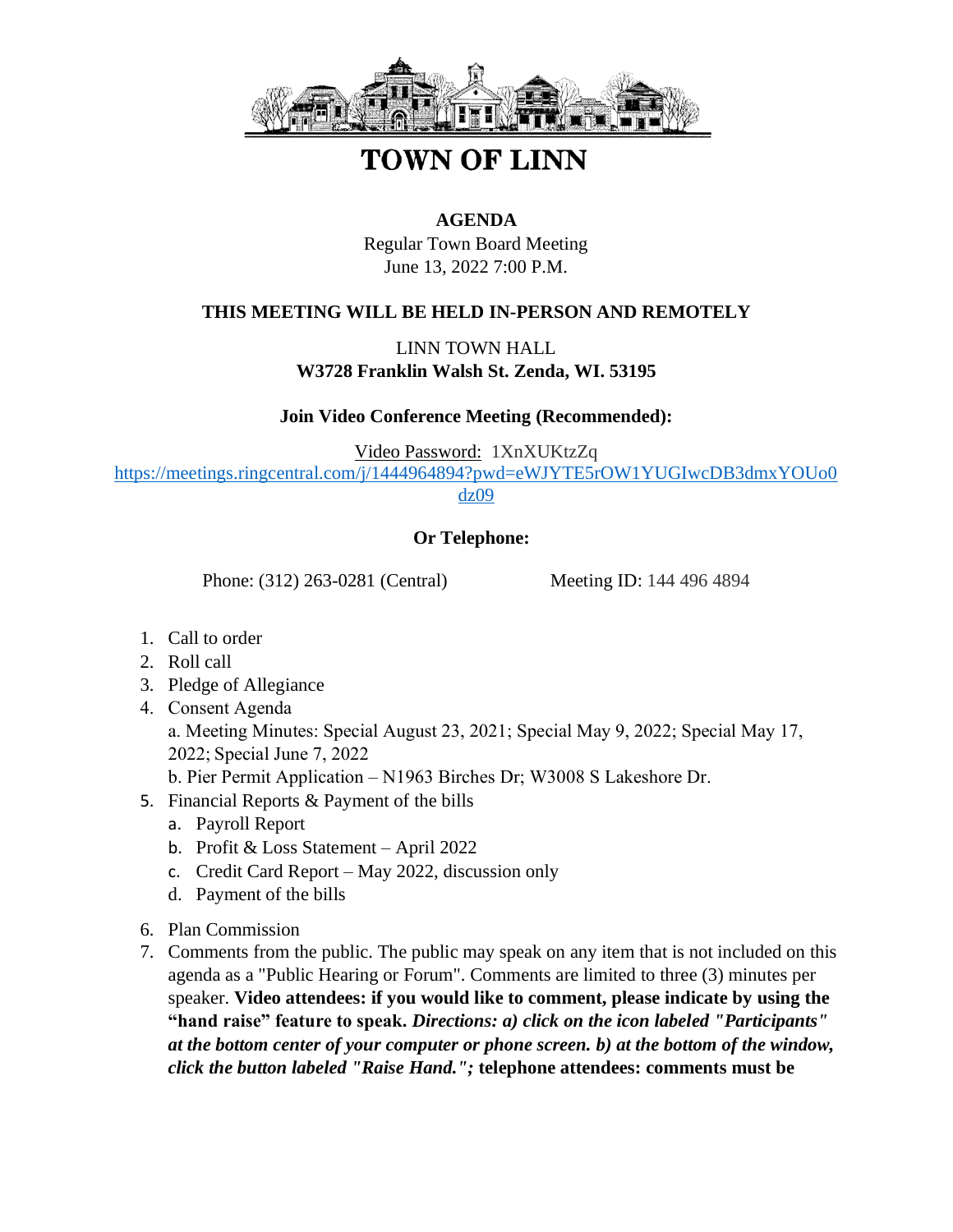# TOWN OF LINN

**AGENDA**

Regular Town Board Meeting
June 13, 2022 7:00 P.M.

**THIS MEETING WILL BE HELD IN-PERSON AND REMOTELY**

LINN TOWN HALL
**W3728 Franklin Walsh St. Zenda, WI. 53195**

**Join Video Conference Meeting (Recommended):**

Video Password: 1XnXUKtzZq
https://meetings.ringcentral.com/j/1444964894?pwd=eWJYTE5rOW1YUGIwcDB3dmxYOUo0dz09

**Or Telephone:**

Phone: (312) 263-0281 (Central) Meeting ID: 144 496 4894

1. Call to order
2. Roll call
3. Pledge of Allegiance
4. Consent Agenda
   a. Meeting Minutes: Special August 23, 2021; Special May 9, 2022; Special May 17, 2022; Special June 7, 2022
   b. Pier Permit Application – N1963 Birches Dr; W3008 S Lakeshore Dr.
5. Financial Reports & Payment of the bills
   a. Payroll Report
   b. Profit & Loss Statement – April 2022
   c. Credit Card Report – May 2022, discussion only
   d. Payment of the bills
6. Plan Commission
7. Comments from the public. The public may speak on any item that is not included on this agenda as a "Public Hearing or Forum". Comments are limited to three (3) minutes per speaker. **Video attendees: if you would like to comment, please indicate by using the "hand raise" feature to speak.** ***Directions: a) click on the icon labeled "Participants" at the bottom center of your computer or phone screen. b) at the bottom of the window, click the button labeled "Raise Hand.";*** **telephone attendees: comments must be**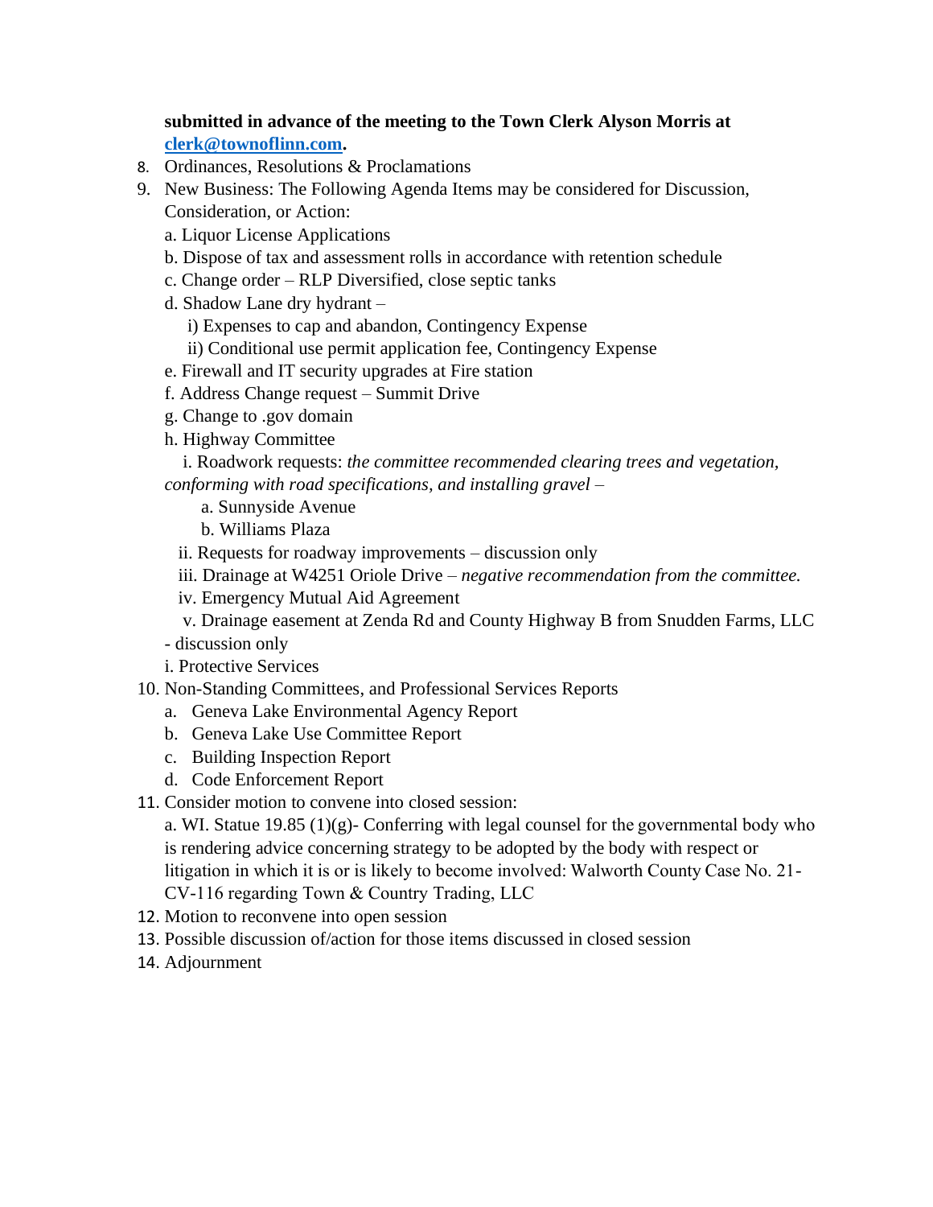**submitted in advance of the meeting to the Town Clerk Alyson Morris at [clerk@townoflinn.com](mailto:clerk@townoflinn.com).**

8. Ordinances, Resolutions & Proclamations
9. New Business: The Following Agenda Items may be considered for Discussion, Consideration, or Action:
   a. Liquor License Applications
   b. Dispose of tax and assessment rolls in accordance with retention schedule
   c. Change order – RLP Diversified, close septic tanks
   d. Shadow Lane dry hydrant –
      i) Expenses to cap and abandon, Contingency Expense
      ii) Conditional use permit application fee, Contingency Expense
   e. Firewall and IT security upgrades at Fire station
   f. Address Change request – Summit Drive
   g. Change to .gov domain
   h. Highway Committee
      i. Roadwork requests: *the committee recommended clearing trees and vegetation, conforming with road specifications, and installing gravel* –
         a. Sunnyside Avenue
         b. Williams Plaza
      ii. Requests for roadway improvements – discussion only
      iii. Drainage at W4251 Oriole Drive – *negative recommendation from the committee.*
      iv. Emergency Mutual Aid Agreement
      v. Drainage easement at Zenda Rd and County Highway B from Snudden Farms, LLC - discussion only
   i. Protective Services
10. Non-Standing Committees, and Professional Services Reports
    a. Geneva Lake Environmental Agency Report
    b. Geneva Lake Use Committee Report
    c. Building Inspection Report
    d. Code Enforcement Report
11. Consider motion to convene into closed session:
    a. WI. Statue 19.85 (1)(g)- Conferring with legal counsel for the governmental body who is rendering advice concerning strategy to be adopted by the body with respect or litigation in which it is or is likely to become involved: Walworth County Case No. 21-CV-116 regarding Town & Country Trading, LLC
12. Motion to reconvene into open session
13. Possible discussion of/action for those items discussed in closed session
14. Adjournment